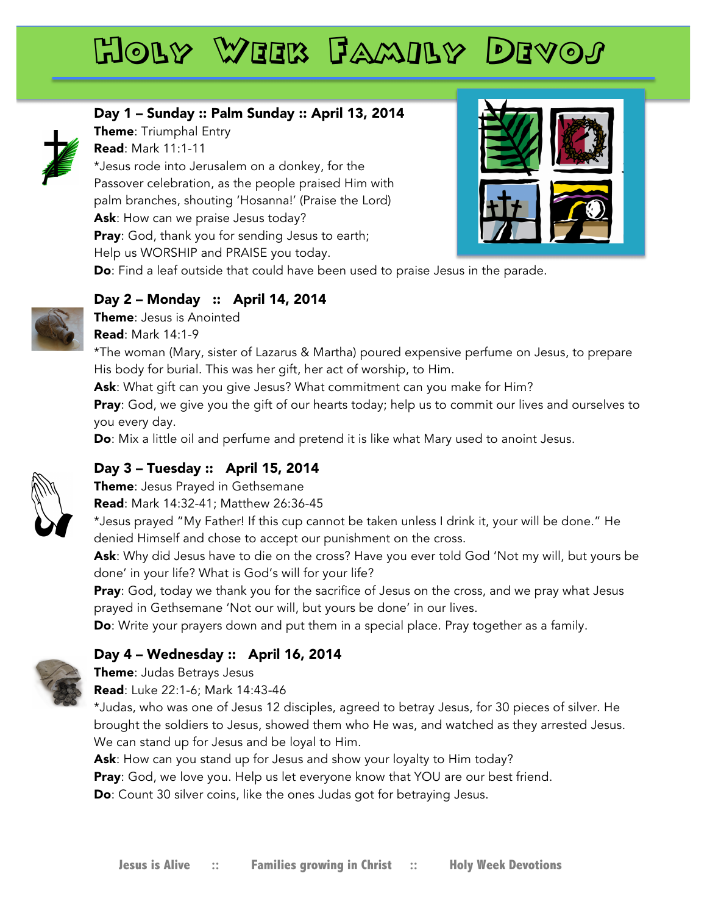# Holy Week Family Devos

## Day 1 – Sunday :: Palm Sunday :: April 13, 2014

**Theme**: Triumphal Entry

**Read**: Mark 11:1-11

*Jesus rode into Jerusalem on a donkey, for the Passover celebration, as the people praised Him with palm branches, shouting 'Hosanna!' (Praise the Lord)

**Ask**: How can we praise Jesus today?

**Pray**: God, thank you for sending Jesus to earth; Help us WORSHIP and PRAISE you today.

**Do**: Find a leaf outside that could have been used to praise Jesus in the parade.

## Day 2 – Monday :: April 14, 2014

**Theme**: Jesus is Anointed

**Read**: Mark 14:1-9

*The woman (Mary, sister of Lazarus & Martha) poured expensive perfume on Jesus, to prepare His body for burial. This was her gift, her act of worship, to Him.

**Ask**: What gift can you give Jesus? What commitment can you make for Him?

**Pray**: God, we give you the gift of our hearts today; help us to commit our lives and ourselves to you every day.

**Do**: Mix a little oil and perfume and pretend it is like what Mary used to anoint Jesus.

## Day 3 – Tuesday :: April 15, 2014

**Theme**: Jesus Prayed in Gethsemane

**Read**: Mark 14:32-41; Matthew 26:36-45

*Jesus prayed "My Father! If this cup cannot be taken unless I drink it, your will be done." He denied Himself and chose to accept our punishment on the cross.

**Ask**: Why did Jesus have to die on the cross? Have you ever told God 'Not my will, but yours be done' in your life? What is God's will for your life?

**Pray**: God, today we thank you for the sacrifice of Jesus on the cross, and we pray what Jesus prayed in Gethsemane 'Not our will, but yours be done' in our lives.

**Do**: Write your prayers down and put them in a special place. Pray together as a family.

## Day 4 – Wednesday :: April 16, 2014

**Theme**: Judas Betrays Jesus

**Read**: Luke 22:1-6; Mark 14:43-46

*Judas, who was one of Jesus 12 disciples, agreed to betray Jesus, for 30 pieces of silver. He brought the soldiers to Jesus, showed them who He was, and watched as they arrested Jesus. We can stand up for Jesus and be loyal to Him.

**Ask**: How can you stand up for Jesus and show your loyalty to Him today?

**Pray**: God, we love you. Help us let everyone know that YOU are our best friend.

**Do**: Count 30 silver coins, like the ones Judas got for betraying Jesus.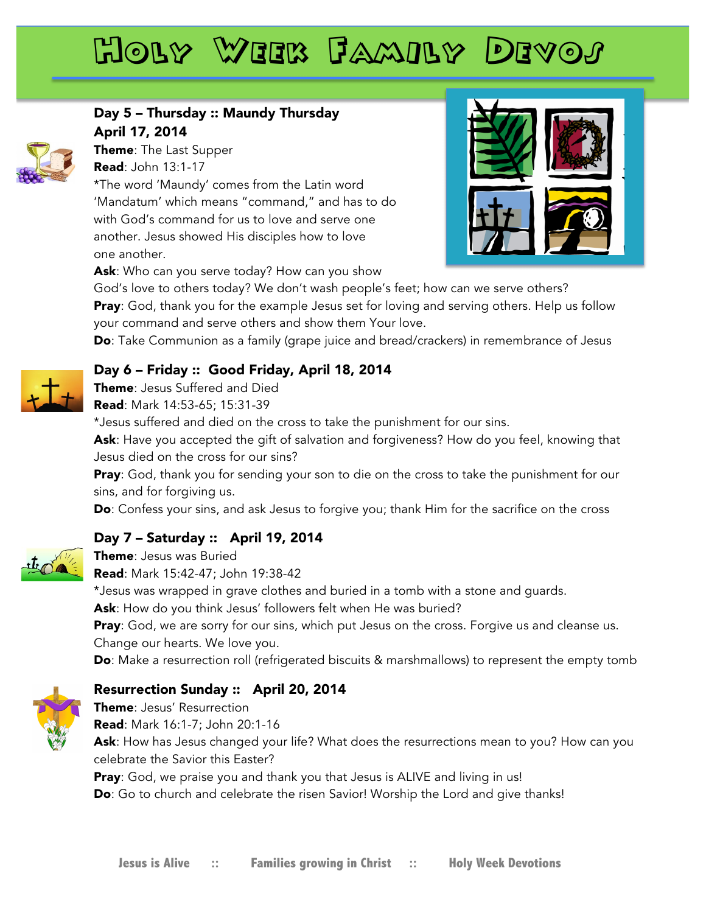# Holy Week Family Devos

## Day 5 – Thursday :: Maundy Thursday
## April 17, 2014

**Theme**: The Last Supper

**Read**: John 13:1-17

*The word 'Maundy' comes from the Latin word 'Mandatum' which means "command," and has to do with God's command for us to love and serve one another. Jesus showed His disciples how to love one another.

**Ask**: Who can you serve today? How can you show God's love to others today? We don't wash people's feet; how can we serve others?

**Pray**: God, thank you for the example Jesus set for loving and serving others. Help us follow your command and serve others and show them Your love.

**Do**: Take Communion as a family (grape juice and bread/crackers) in remembrance of Jesus

## Day 6 – Friday :: Good Friday, April 18, 2014

**Theme**: Jesus Suffered and Died

**Read**: Mark 14:53-65; 15:31-39

*Jesus suffered and died on the cross to take the punishment for our sins.

**Ask**: Have you accepted the gift of salvation and forgiveness? How do you feel, knowing that Jesus died on the cross for our sins?

**Pray**: God, thank you for sending your son to die on the cross to take the punishment for our sins, and for forgiving us.

**Do**: Confess your sins, and ask Jesus to forgive you; thank Him for the sacrifice on the cross

## Day 7 – Saturday :: April 19, 2014

**Theme**: Jesus was Buried

**Read**: Mark 15:42-47; John 19:38-42

*Jesus was wrapped in grave clothes and buried in a tomb with a stone and guards.

**Ask**: How do you think Jesus' followers felt when He was buried?

**Pray**: God, we are sorry for our sins, which put Jesus on the cross. Forgive us and cleanse us. Change our hearts. We love you.

**Do**: Make a resurrection roll (refrigerated biscuits & marshmallows) to represent the empty tomb

## Resurrection Sunday :: April 20, 2014

**Theme**: Jesus' Resurrection

**Read**: Mark 16:1-7; John 20:1-16

**Ask**: How has Jesus changed your life? What does the resurrections mean to you? How can you celebrate the Savior this Easter?

**Pray**: God, we praise you and thank you that Jesus is ALIVE and living in us!

**Do**: Go to church and celebrate the risen Savior! Worship the Lord and give thanks!

Jesus is Alive :: Families growing in Christ :: Holy Week Devotions